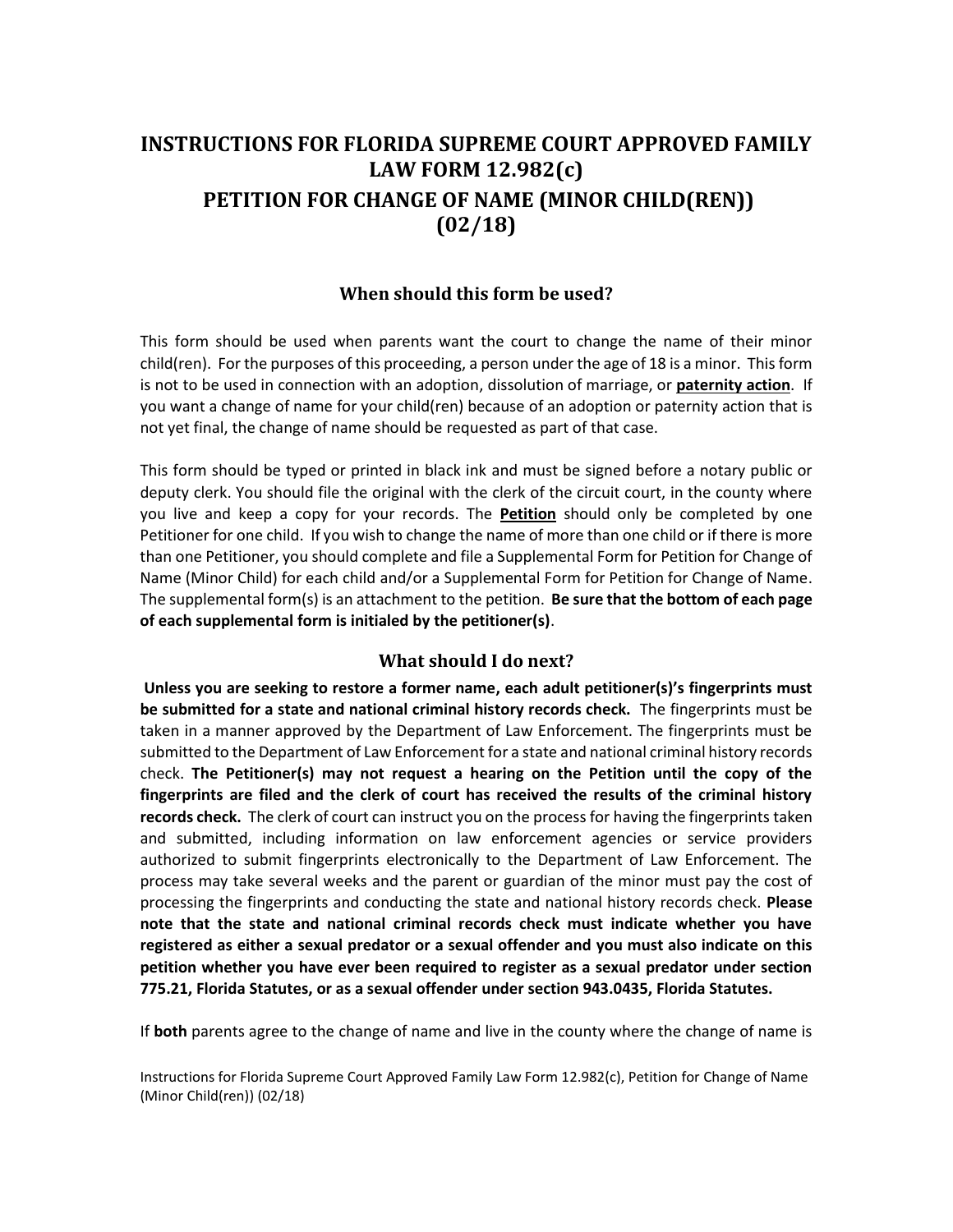# INSTRUCTIONS FOR FLORIDA SUPREME COURT APPROVED FAMILY LAW FORM 12.982(c)
# PETITION FOR CHANGE OF NAME (MINOR CHILD(REN)) (02/18)

## When should this form be used?

This form should be used when parents want the court to change the name of their minor child(ren). For the purposes of this proceeding, a person under the age of 18 is a minor. This form is not to be used in connection with an adoption, dissolution of marriage, or **paternity action**. If you want a change of name for your child(ren) because of an adoption or paternity action that is not yet final, the change of name should be requested as part of that case.

This form should be typed or printed in black ink and must be signed before a notary public or deputy clerk. You should file the original with the clerk of the circuit court, in the county where you live and keep a copy for your records. The **Petition** should only be completed by one Petitioner for one child. If you wish to change the name of more than one child or if there is more than one Petitioner, you should complete and file a Supplemental Form for Petition for Change of Name (Minor Child) for each child and/or a Supplemental Form for Petition for Change of Name. The supplemental form(s) is an attachment to the petition. **Be sure that the bottom of each page of each supplemental form is initialed by the petitioner(s)**.

## What should I do next?

**Unless you are seeking to restore a former name, each adult petitioner(s)'s fingerprints must be submitted for a state and national criminal history records check.** The fingerprints must be taken in a manner approved by the Department of Law Enforcement. The fingerprints must be submitted to the Department of Law Enforcement for a state and national criminal history records check. **The Petitioner(s) may not request a hearing on the Petition until the copy of the fingerprints are filed and the clerk of court has received the results of the criminal history records check.** The clerk of court can instruct you on the process for having the fingerprints taken and submitted, including information on law enforcement agencies or service providers authorized to submit fingerprints electronically to the Department of Law Enforcement. The process may take several weeks and the parent or guardian of the minor must pay the cost of processing the fingerprints and conducting the state and national history records check. **Please note that the state and national criminal records check must indicate whether you have registered as either a sexual predator or a sexual offender and you must also indicate on this petition whether you have ever been required to register as a sexual predator under section 775.21, Florida Statutes, or as a sexual offender under section 943.0435, Florida Statutes.**

If **both** parents agree to the change of name and live in the county where the change of name is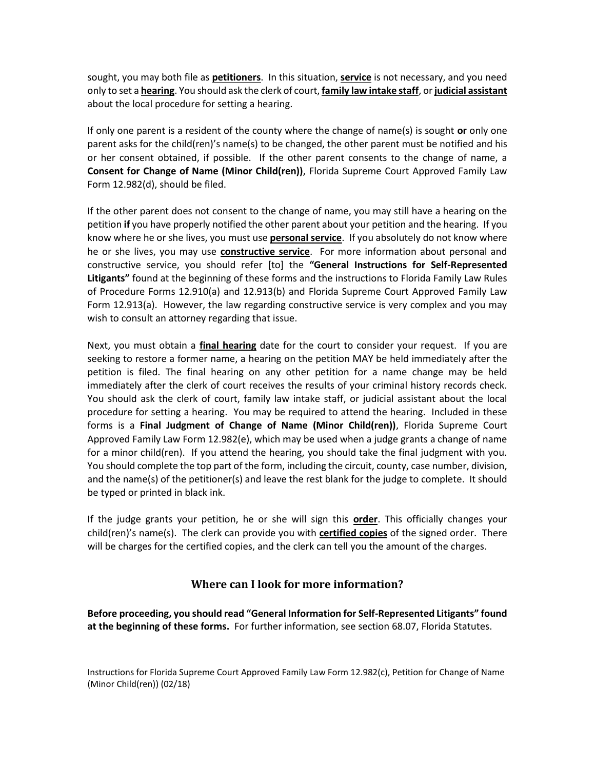sought, you may both file as **petitioners**. In this situation, **service** is not necessary, and you need only to set a **hearing**. You should ask the clerk of court, **family law intake staff**, or **judicial assistant** about the local procedure for setting a hearing.

If only one parent is a resident of the county where the change of name(s) is sought **or** only one parent asks for the child(ren)'s name(s) to be changed, the other parent must be notified and his or her consent obtained, if possible. If the other parent consents to the change of name, a **Consent for Change of Name (Minor Child(ren))**, Florida Supreme Court Approved Family Law Form 12.982(d), should be filed.

If the other parent does not consent to the change of name, you may still have a hearing on the petition **if** you have properly notified the other parent about your petition and the hearing. If you know where he or she lives, you must use **personal service**. If you absolutely do not know where he or she lives, you may use **constructive service**. For more information about personal and constructive service, you should refer [to] the **"General Instructions for Self-Represented Litigants"** found at the beginning of these forms and the instructions to Florida Family Law Rules of Procedure Forms 12.910(a) and 12.913(b) and Florida Supreme Court Approved Family Law Form 12.913(a). However, the law regarding constructive service is very complex and you may wish to consult an attorney regarding that issue.

Next, you must obtain a **final hearing** date for the court to consider your request. If you are seeking to restore a former name, a hearing on the petition MAY be held immediately after the petition is filed. The final hearing on any other petition for a name change may be held immediately after the clerk of court receives the results of your criminal history records check. You should ask the clerk of court, family law intake staff, or judicial assistant about the local procedure for setting a hearing. You may be required to attend the hearing. Included in these forms is a **Final Judgment of Change of Name (Minor Child(ren))**, Florida Supreme Court Approved Family Law Form 12.982(e), which may be used when a judge grants a change of name for a minor child(ren). If you attend the hearing, you should take the final judgment with you. You should complete the top part of the form, including the circuit, county, case number, division, and the name(s) of the petitioner(s) and leave the rest blank for the judge to complete. It should be typed or printed in black ink.

If the judge grants your petition, he or she will sign this **order**. This officially changes your child(ren)'s name(s). The clerk can provide you with **certified copies** of the signed order. There will be charges for the certified copies, and the clerk can tell you the amount of the charges.

## Where can I look for more information?

**Before proceeding, you should read "General Information for Self-Represented Litigants" found at the beginning of these forms.** For further information, see section 68.07, Florida Statutes.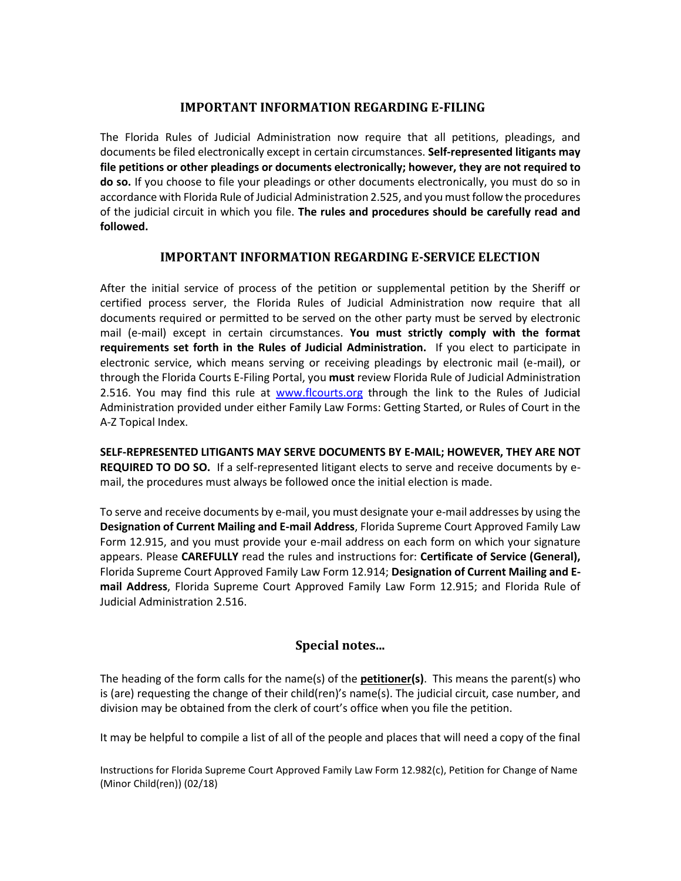## IMPORTANT INFORMATION REGARDING E-FILING

The Florida Rules of Judicial Administration now require that all petitions, pleadings, and documents be filed electronically except in certain circumstances. **Self-represented litigants may file petitions or other pleadings or documents electronically; however, they are not required to do so.** If you choose to file your pleadings or other documents electronically, you must do so in accordance with Florida Rule of Judicial Administration 2.525, and you must follow the procedures of the judicial circuit in which you file. **The rules and procedures should be carefully read and followed.**

## IMPORTANT INFORMATION REGARDING E-SERVICE ELECTION

After the initial service of process of the petition or supplemental petition by the Sheriff or certified process server, the Florida Rules of Judicial Administration now require that all documents required or permitted to be served on the other party must be served by electronic mail (e-mail) except in certain circumstances. **You must strictly comply with the format requirements set forth in the Rules of Judicial Administration.** If you elect to participate in electronic service, which means serving or receiving pleadings by electronic mail (e-mail), or through the Florida Courts E-Filing Portal, you **must** review Florida Rule of Judicial Administration 2.516. You may find this rule at www.flcourts.org through the link to the Rules of Judicial Administration provided under either Family Law Forms: Getting Started, or Rules of Court in the A-Z Topical Index.

**SELF-REPRESENTED LITIGANTS MAY SERVE DOCUMENTS BY E-MAIL; HOWEVER, THEY ARE NOT REQUIRED TO DO SO.** If a self-represented litigant elects to serve and receive documents by e-mail, the procedures must always be followed once the initial election is made.

To serve and receive documents by e-mail, you must designate your e-mail addresses by using the **Designation of Current Mailing and E-mail Address**, Florida Supreme Court Approved Family Law Form 12.915, and you must provide your e-mail address on each form on which your signature appears. Please **CAREFULLY** read the rules and instructions for: **Certificate of Service (General),** Florida Supreme Court Approved Family Law Form 12.914; **Designation of Current Mailing and E-mail Address**, Florida Supreme Court Approved Family Law Form 12.915; and Florida Rule of Judicial Administration 2.516.

## Special notes...

The heading of the form calls for the name(s) of the **petitioner(s)**. This means the parent(s) who is (are) requesting the change of their child(ren)'s name(s). The judicial circuit, case number, and division may be obtained from the clerk of court's office when you file the petition.

It may be helpful to compile a list of all of the people and places that will need a copy of the final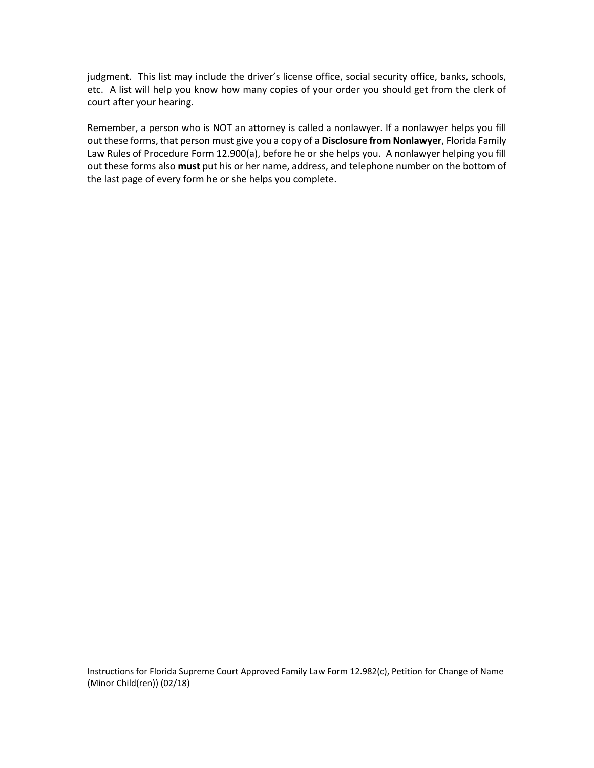judgment. This list may include the driver's license office, social security office, banks, schools, etc. A list will help you know how many copies of your order you should get from the clerk of court after your hearing.

Remember, a person who is NOT an attorney is called a nonlawyer. If a nonlawyer helps you fill out these forms, that person must give you a copy of a **Disclosure from Nonlawyer**, Florida Family Law Rules of Procedure Form 12.900(a), before he or she helps you. A nonlawyer helping you fill out these forms also **must** put his or her name, address, and telephone number on the bottom of the last page of every form he or she helps you complete.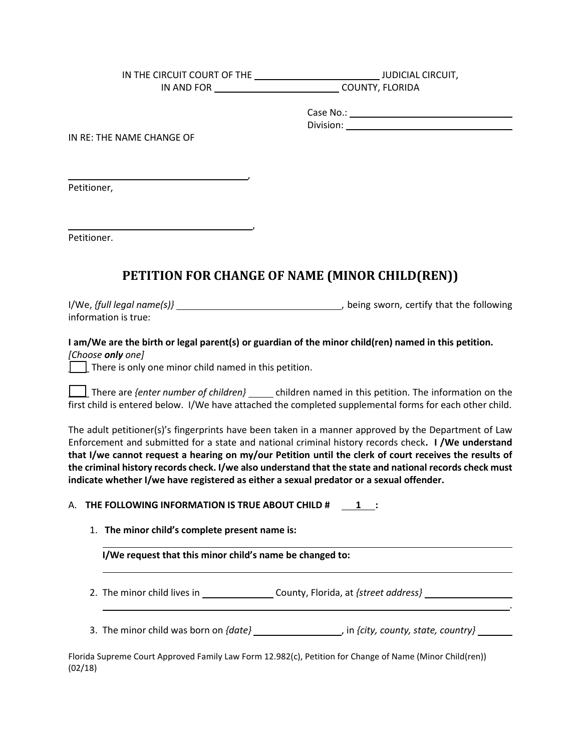IN THE CIRCUIT COURT OF THE ______________________ JUDICIAL CIRCUIT,
IN AND FOR ______________________ COUNTY, FLORIDA

Case No.: ______________________
Division: ______________________

IN RE: THE NAME CHANGE OF

______________________________________,
Petitioner,

______________________________________,
Petitioner.

## PETITION FOR CHANGE OF NAME (MINOR CHILD(REN))

I/We, *{full legal name(s)}* ______________________________, being sworn, certify that the following information is true:

**I am/We are the birth or legal parent(s) or guardian of the minor child(ren) named in this petition.**
*[Choose **only** one]*

___ There is only one minor child named in this petition.

___ There are *{enter number of children}* _____ children named in this petition. The information on the first child is entered below. I/We have attached the completed supplemental forms for each other child.

The adult petitioner(s)'s fingerprints have been taken in a manner approved by the Department of Law Enforcement and submitted for a state and national criminal history records check**. I /We understand that I/we cannot request a hearing on my/our Petition until the clerk of court receives the results of the criminal history records check. I/we also understand that the state and national records check must indicate whether I/we have registered as either a sexual predator or a sexual offender.**

A. **THE FOLLOWING INFORMATION IS TRUE ABOUT CHILD # __1__:**

1. **The minor child's complete present name is:**
______________________________________________________________
**I/We request that this minor child's name be changed to:**
______________________________________________________________

2. The minor child lives in ______________ County, Florida, at *{street address}* ______________
______________________________________________________________.

3. The minor child was born on *{date}* ______________, in *{city, county, state, country}* ______

Florida Supreme Court Approved Family Law Form 12.982(c), Petition for Change of Name (Minor Child(ren)) (02/18)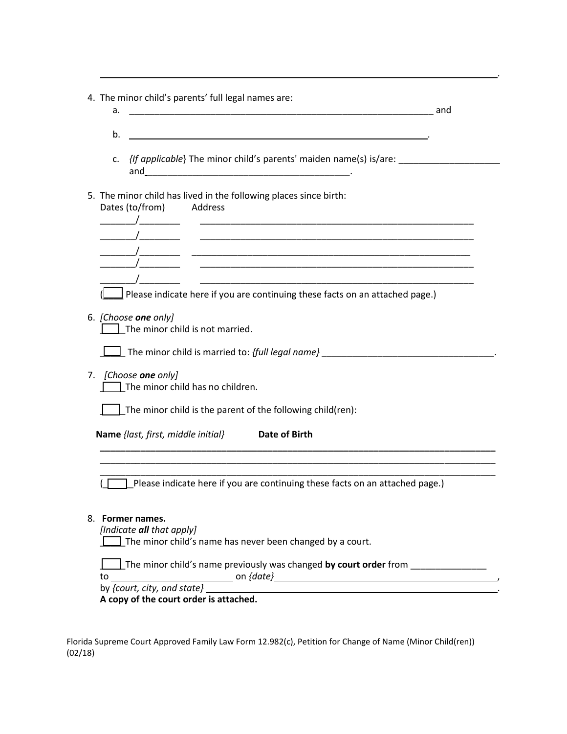______________________________________________________________________________.

4. The minor child's parents' full legal names are:
   a. ____________________________________________________________ and

   b. ____________________________________________________________.

   c. *{If applicable}* The minor child's parents' maiden name(s) is/are: ____________________ and________________________________________.

5. The minor child has lived in the following places since birth:
   Dates (to/from)    Address
   _______/________    ________________________________________________________
   _______/________    ________________________________________________________
   _______/________    ________________________________________________________
   _______/________    ________________________________________________________
   _______/________    ________________________________________________________
   (___ Please indicate here if you are continuing these facts on an attached page.)

6. *[Choose **one** only]*
   ___ The minor child is not married.

   ___ The minor child is married to: *{full legal name}* __________________________________.

7. *[Choose **one** only]*
   ___ The minor child has no children.

   ___ The minor child is the parent of the following child(ren):

   **Name** *{last, first, middle initial}*    **Date of Birth**
   ______________________________________________________________________________
   ______________________________________________________________________________
   ______________________________________________________________________________
   (___ Please indicate here if you are continuing these facts on an attached page.)

8. **Former names.**
   *[Indicate **all** that apply]*
   ___ The minor child's name has never been changed by a court.

   ___ The minor child's name previously was changed **by court order** from _______________ to ________________________ on *{date}*_____________________________________________, by *{court, city, and state}* _____________________________________________________.
   **A copy of the court order is attached.**

Florida Supreme Court Approved Family Law Form 12.982(c), Petition for Change of Name (Minor Child(ren)) (02/18)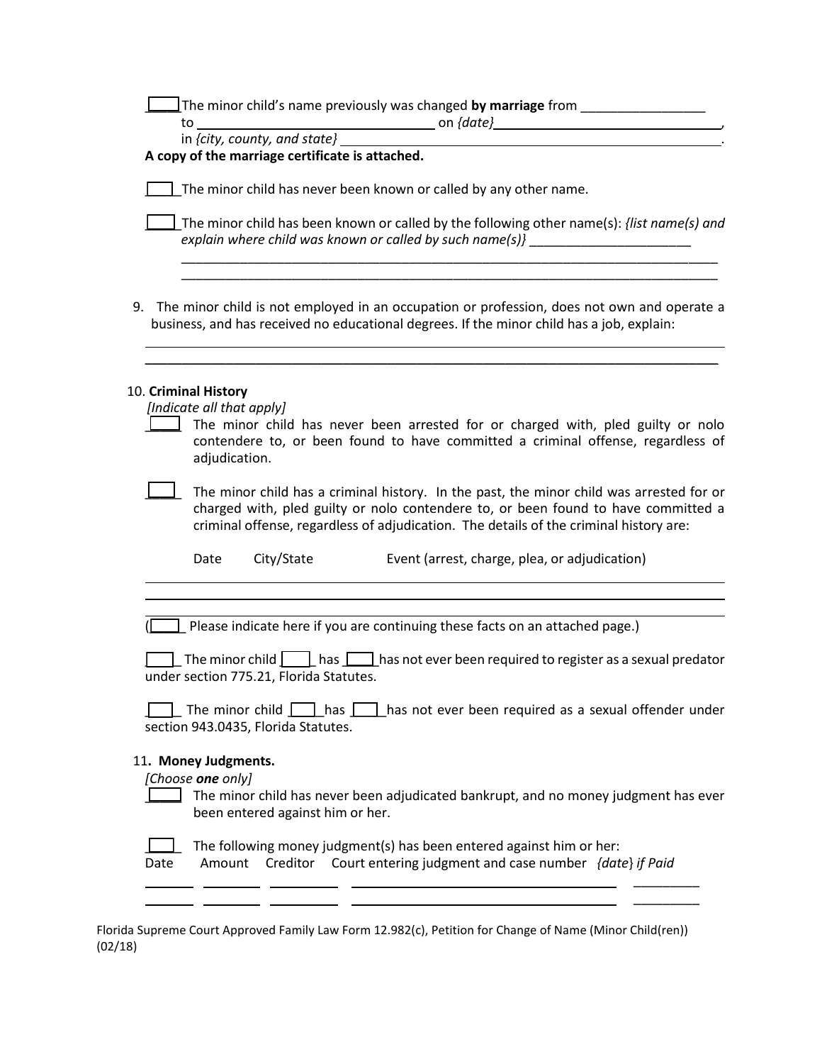_____ The minor child's name previously was changed **by marriage** from _________________ to ______________________________ on *{date}* ______________________________, in *{city, county, and state}* ______________________________________________.

**A copy of the marriage certificate is attached.**

_____ The minor child has never been known or called by any other name.

_____ The minor child has been known or called by the following other name(s): *{list name(s) and explain where child was known or called by such name(s)}* ______________________
_____________________________________________________________________________
_____________________________________________________________________________

9. The minor child is not employed in an occupation or profession, does not own and operate a business, and has received no educational degrees. If the minor child has a job, explain:
_____________________________________________________________________________
_____________________________________________________________________________

10. **Criminal History**
*[Indicate all that apply]*

_____ The minor child has never been arrested for or charged with, pled guilty or nolo contendere to, or been found to have committed a criminal offense, regardless of adjudication.

_____ The minor child has a criminal history. In the past, the minor child was arrested for or charged with, pled guilty or nolo contendere to, or been found to have committed a criminal offense, regardless of adjudication. The details of the criminal history are:

| Date | City/State | Event (arrest, charge, plea, or adjudication) |
|---|---|---|
| | | |
| | | |
| | | |

(_____ Please indicate here if you are continuing these facts on an attached page.)

_____ The minor child _____ has _____ has not ever been required to register as a sexual predator under section 775.21, Florida Statutes.

_____ The minor child _____ has _____ has not ever been required as a sexual offender under section 943.0435, Florida Statutes.

11. **Money Judgments.**
*[Choose **one** only]*

_____ The minor child has never been adjudicated bankrupt, and no money judgment has ever been entered against him or her.

_____ The following money judgment(s) has been entered against him or her:

| Date | Amount | Creditor | Court entering judgment and case number | *{date}* *if Paid* |
|---|---|---|---|---|
| | | | | |
| | | | | |

Florida Supreme Court Approved Family Law Form 12.982(c), Petition for Change of Name (Minor Child(ren)) (02/18)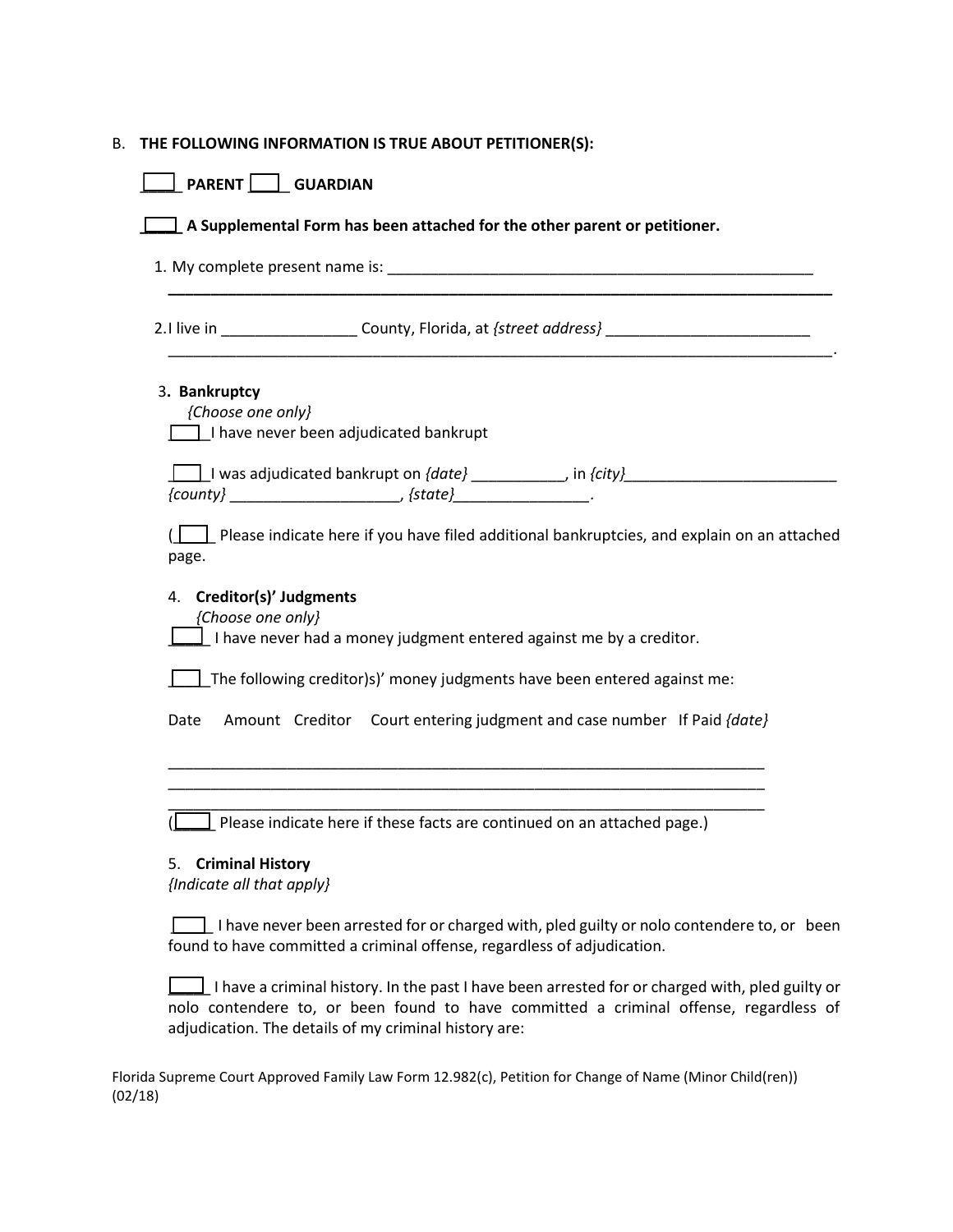B. **THE FOLLOWING INFORMATION IS TRUE ABOUT PETITIONER(S):**

____ **PARENT** ____ **GUARDIAN**

____ **A Supplemental Form has been attached for the other parent or petitioner.**

1. My complete present name is: ____________________________________________________
________________________________________________________________________________

2. I live in ________________ County, Florida, at *{street address}* ________________________
________________________________________________________________________________.

3. **Bankruptcy**
   *{Choose one only}*
   ____ I have never been adjudicated bankrupt

   ____ I was adjudicated bankrupt on *{date}* ___________, in *{city}*_________________________ *{county}* ____________________, *{state}*________________.

   (____ Please indicate here if you have filed additional bankruptcies, and explain on an attached page.

4. **Creditor(s)' Judgments**
   *{Choose one only}*
   ____ I have never had a money judgment entered against me by a creditor.

   ____ The following creditor)s)' money judgments have been entered against me:

   Date Amount Creditor Court entering judgment and case number If Paid *{date}*

   ________________________________________________________________________
   ________________________________________________________________________
   ________________________________________________________________________
   (____ Please indicate here if these facts are continued on an attached page.)

5. **Criminal History**
   *{Indicate all that apply}*

   ____ I have never been arrested for or charged with, pled guilty or nolo contendere to, or been found to have committed a criminal offense, regardless of adjudication.

   ____ I have a criminal history. In the past I have been arrested for or charged with, pled guilty or nolo contendere to, or been found to have committed a criminal offense, regardless of adjudication. The details of my criminal history are:

Florida Supreme Court Approved Family Law Form 12.982(c), Petition for Change of Name (Minor Child(ren)) (02/18)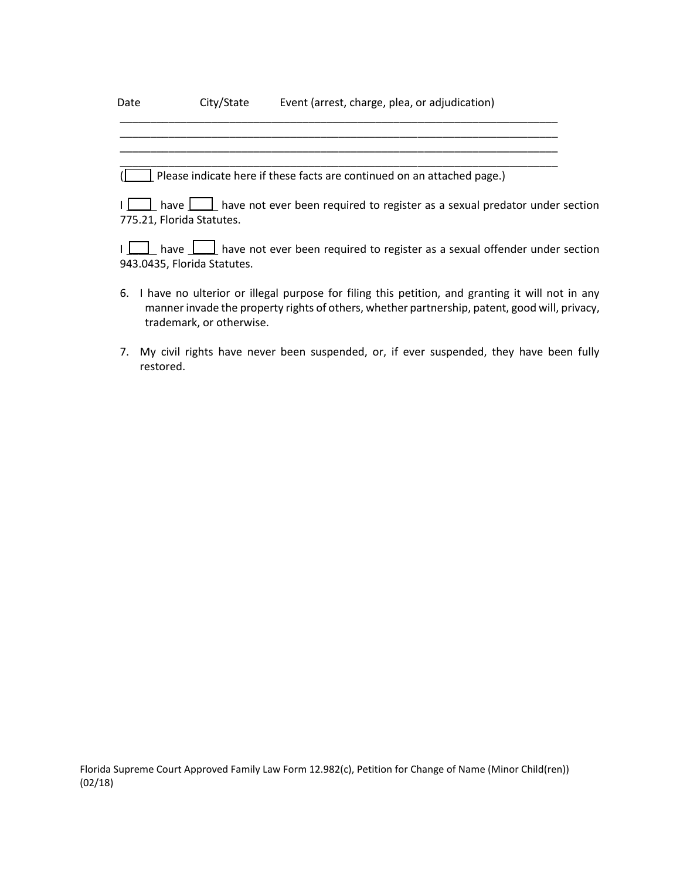Date City/State Event (arrest, charge, plea, or adjudication)

\_\_\_\_\_\_\_\_\_\_\_\_\_\_\_\_\_\_\_\_\_\_\_\_\_\_\_\_\_\_\_\_\_\_\_\_\_\_\_\_\_\_\_\_\_\_\_\_\_\_\_\_\_\_\_\_\_\_\_\_\_\_\_\_\_\_\_\_\_\_\_\_\_\_\_\_
\_\_\_\_\_\_\_\_\_\_\_\_\_\_\_\_\_\_\_\_\_\_\_\_\_\_\_\_\_\_\_\_\_\_\_\_\_\_\_\_\_\_\_\_\_\_\_\_\_\_\_\_\_\_\_\_\_\_\_\_\_\_\_\_\_\_\_\_\_\_\_\_\_\_\_\_
\_\_\_\_\_\_\_\_\_\_\_\_\_\_\_\_\_\_\_\_\_\_\_\_\_\_\_\_\_\_\_\_\_\_\_\_\_\_\_\_\_\_\_\_\_\_\_\_\_\_\_\_\_\_\_\_\_\_\_\_\_\_\_\_\_\_\_\_\_\_\_\_\_\_\_\_
\_\_\_\_\_\_\_\_\_\_\_\_\_\_\_\_\_\_\_\_\_\_\_\_\_\_\_\_\_\_\_\_\_\_\_\_\_\_\_\_\_\_\_\_\_\_\_\_\_\_\_\_\_\_\_\_\_\_\_\_\_\_\_\_\_\_\_\_\_\_\_\_\_\_\_\_

(☐ Please indicate here if these facts are continued on an attached page.)

I ☐ have ☐ have not ever been required to register as a sexual predator under section 775.21, Florida Statutes.

I ☐ have ☐ have not ever been required to register as a sexual offender under section 943.0435, Florida Statutes.

6. I have no ulterior or illegal purpose for filing this petition, and granting it will not in any manner invade the property rights of others, whether partnership, patent, good will, privacy, trademark, or otherwise.

7. My civil rights have never been suspended, or, if ever suspended, they have been fully restored.

Florida Supreme Court Approved Family Law Form 12.982(c), Petition for Change of Name (Minor Child(ren)) (02/18)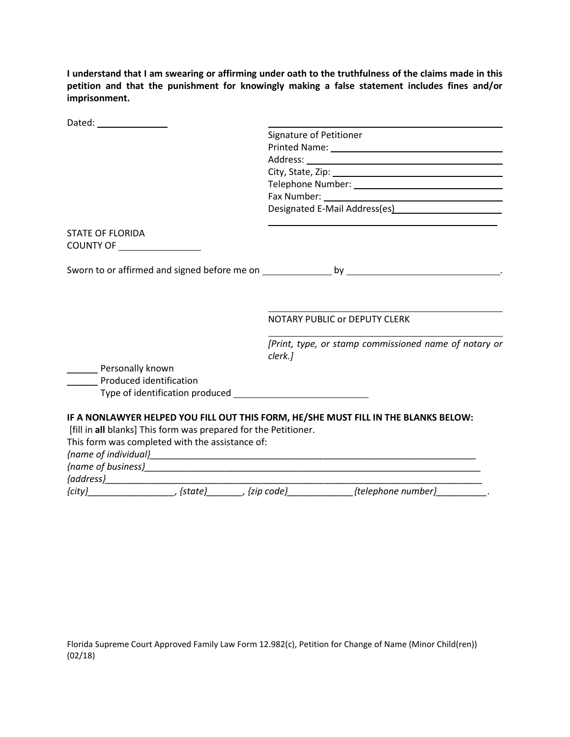**I understand that I am swearing or affirming under oath to the truthfulness of the claims made in this petition and that the punishment for knowingly making a false statement includes fines and/or imprisonment.**

Dated: ______________

______________________________________
Signature of Petitioner
Printed Name: ______________________________
Address: ______________________________
City, State, Zip: ______________________________
Telephone Number: ______________________________
Fax Number: ______________________________
Designated E-Mail Address(es)______________________________
______________________________________

STATE OF FLORIDA
COUNTY OF ______________

Sworn to or affirmed and signed before me on ______________ by ______________________________.

______________________________________
NOTARY PUBLIC or DEPUTY CLERK

______________________________________
*[Print, type, or stamp commissioned name of notary or clerk.]*

______ Personally known
______ Produced identification
Type of identification produced ______________________________

**IF A NONLAWYER HELPED YOU FILL OUT THIS FORM, HE/SHE MUST FILL IN THE BLANKS BELOW:**
[fill in **all** blanks] This form was prepared for the Petitioner.
This form was completed with the assistance of:
*{name of individual}*_____________________________________________________________________
*{name of business}*_____________________________________________________________________
*{address}*_____________________________________________________________________________
*{city}*_________________, *{state}*_______, *{zip code}*_____________*{telephone number}*__________.

Florida Supreme Court Approved Family Law Form 12.982(c), Petition for Change of Name (Minor Child(ren)) (02/18)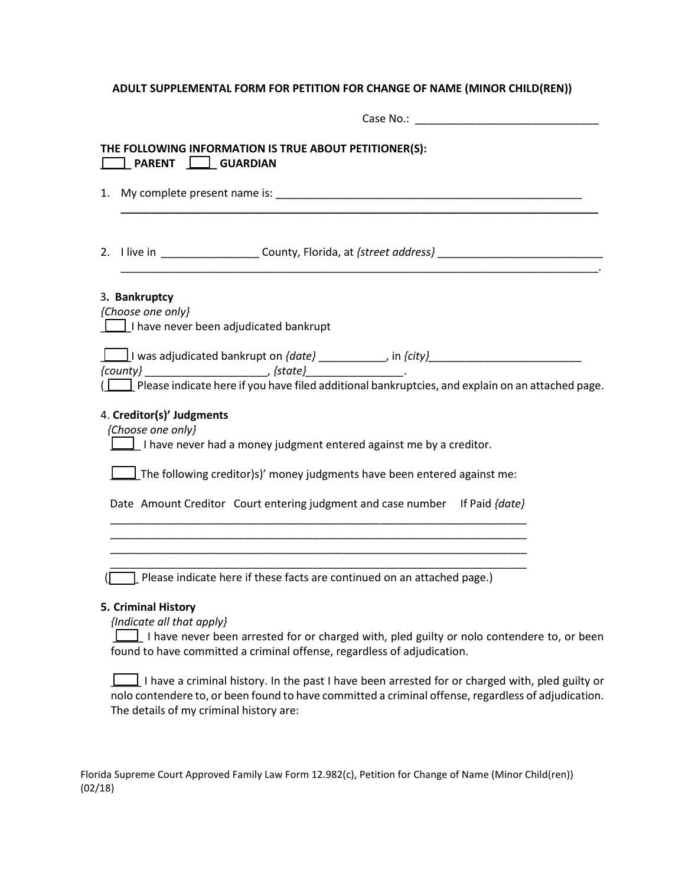## ADULT SUPPLEMENTAL FORM FOR PETITION FOR CHANGE OF NAME (MINOR CHILD(REN))

Case No.: ______________________________

**THE FOLLOWING INFORMATION IS TRUE ABOUT PETITIONER(S):**
**____ PARENT ____ GUARDIAN**

1. My complete present name is: ____________________________________________________
   ______________________________________________________________________________

2. I live in ________________ County, Florida, at *{street address}* ___________________________
   ______________________________________________________________________________.

3. **Bankruptcy**
*{Choose one only}*
____ I have never been adjudicated bankrupt

____ I was adjudicated bankrupt on *{date}* ___________, in *{city}*_________________________
*{county}* ____________________, *{state}*________________.
(____ Please indicate here if you have filed additional bankruptcies, and explain on an attached page.

4. **Creditor(s)' Judgments**
*{Choose one only}*
____ I have never had a money judgment entered against me by a creditor.

____ The following creditor)s)' money judgments have been entered against me:

Date Amount Creditor Court entering judgment and case number If Paid *{date}*
______________________________________________________________________
______________________________________________________________________
______________________________________________________________________
______________________________________________________________________
(____ Please indicate here if these facts are continued on an attached page.)

**5. Criminal History**
*{Indicate all that apply}*
____ I have never been arrested for or charged with, pled guilty or nolo contendere to, or been found to have committed a criminal offense, regardless of adjudication.

____ I have a criminal history. In the past I have been arrested for or charged with, pled guilty or nolo contendere to, or been found to have committed a criminal offense, regardless of adjudication. The details of my criminal history are:

Florida Supreme Court Approved Family Law Form 12.982(c), Petition for Change of Name (Minor Child(ren)) (02/18)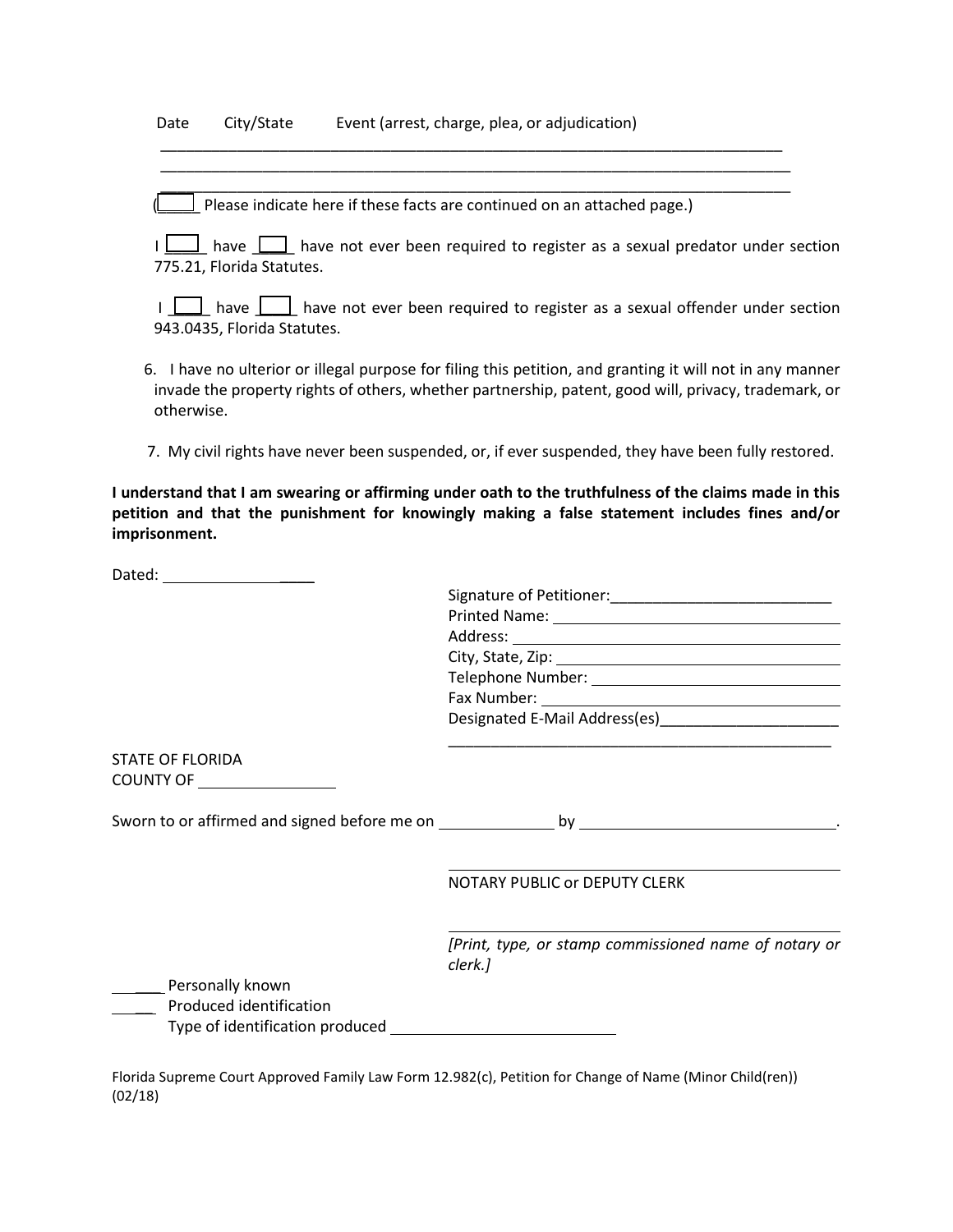Date City/State Event (arrest, charge, plea, or adjudication)

_______________________________________________________________________________
_______________________________________________________________________________
_______________________________________________________________________________

(____ Please indicate here if these facts are continued on an attached page.)

I ____ have ____ have not ever been required to register as a sexual predator under section 775.21, Florida Statutes.

I ____ have ____ have not ever been required to register as a sexual offender under section 943.0435, Florida Statutes.

6. I have no ulterior or illegal purpose for filing this petition, and granting it will not in any manner invade the property rights of others, whether partnership, patent, good will, privacy, trademark, or otherwise.

7. My civil rights have never been suspended, or, if ever suspended, they have been fully restored.

**I understand that I am swearing or affirming under oath to the truthfulness of the claims made in this petition and that the punishment for knowingly making a false statement includes fines and/or imprisonment.**

Dated: ____________________

Signature of Petitioner: ____________________________
Printed Name: ____________________________
Address: ____________________________
City, State, Zip: ____________________________
Telephone Number: ____________________________
Fax Number: ____________________________
Designated E-Mail Address(es) ____________________________
____________________________

STATE OF FLORIDA
COUNTY OF ____________________

Sworn to or affirmed and signed before me on ______________ by ______________________________.

____________________________
NOTARY PUBLIC or DEPUTY CLERK

____________________________
*[Print, type, or stamp commissioned name of notary or clerk.]*

____ Personally known
____ Produced identification
Type of identification produced ____________________________

Florida Supreme Court Approved Family Law Form 12.982(c), Petition for Change of Name (Minor Child(ren)) (02/18)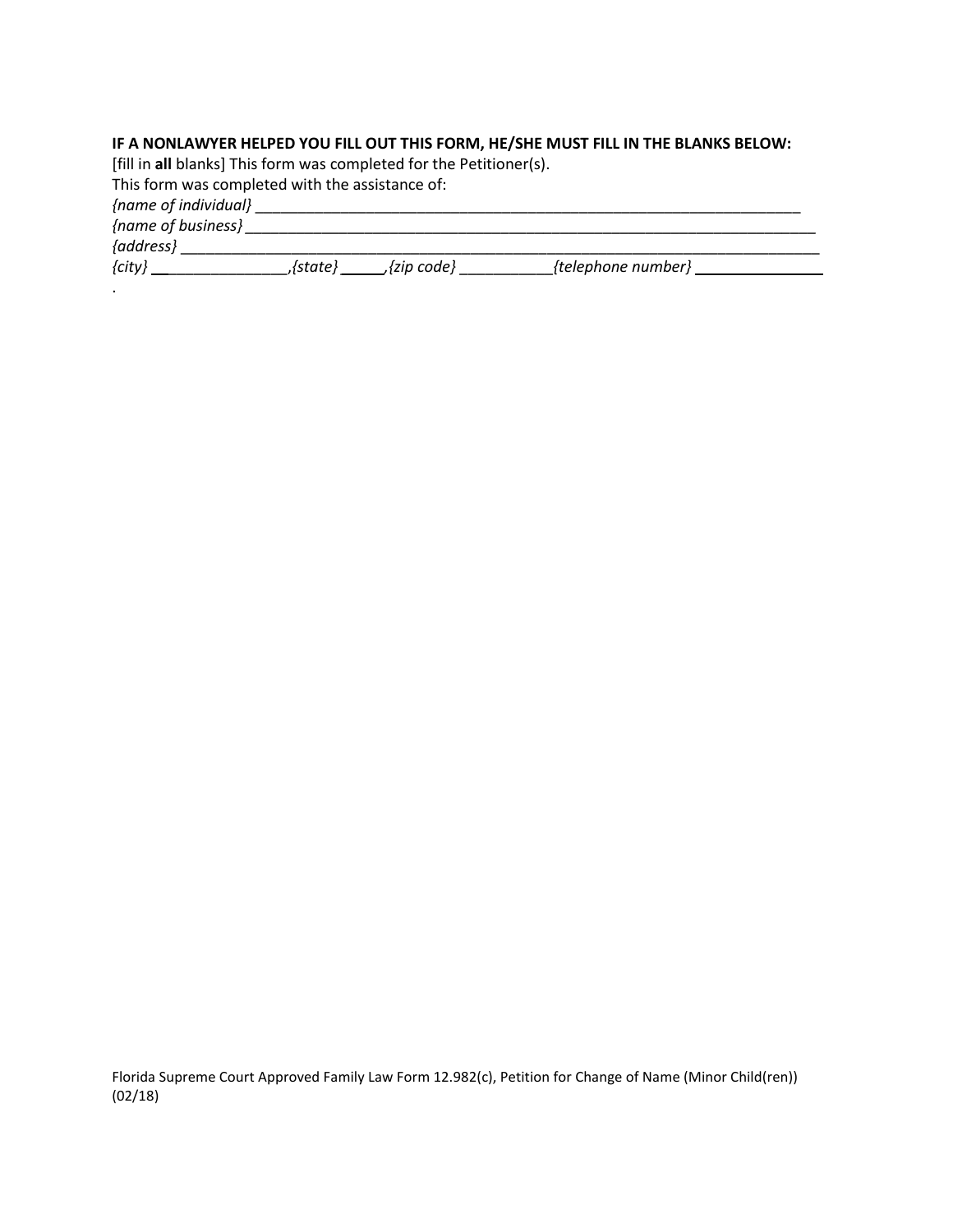**IF A NONLAWYER HELPED YOU FILL OUT THIS FORM, HE/SHE MUST FILL IN THE BLANKS BELOW:**

[fill in **all** blanks] This form was completed for the Petitioner(s).

This form was completed with the assistance of:

*{name of individual}* ____________________________________________________________________

*{name of business}* ______________________________________________________________________

*{address}* ______________________________________________________________________________

*{city}* ________________,*{state}* _____,*{zip code}* ___________*{telephone number}* _______________

.

Florida Supreme Court Approved Family Law Form 12.982(c), Petition for Change of Name (Minor Child(ren)) (02/18)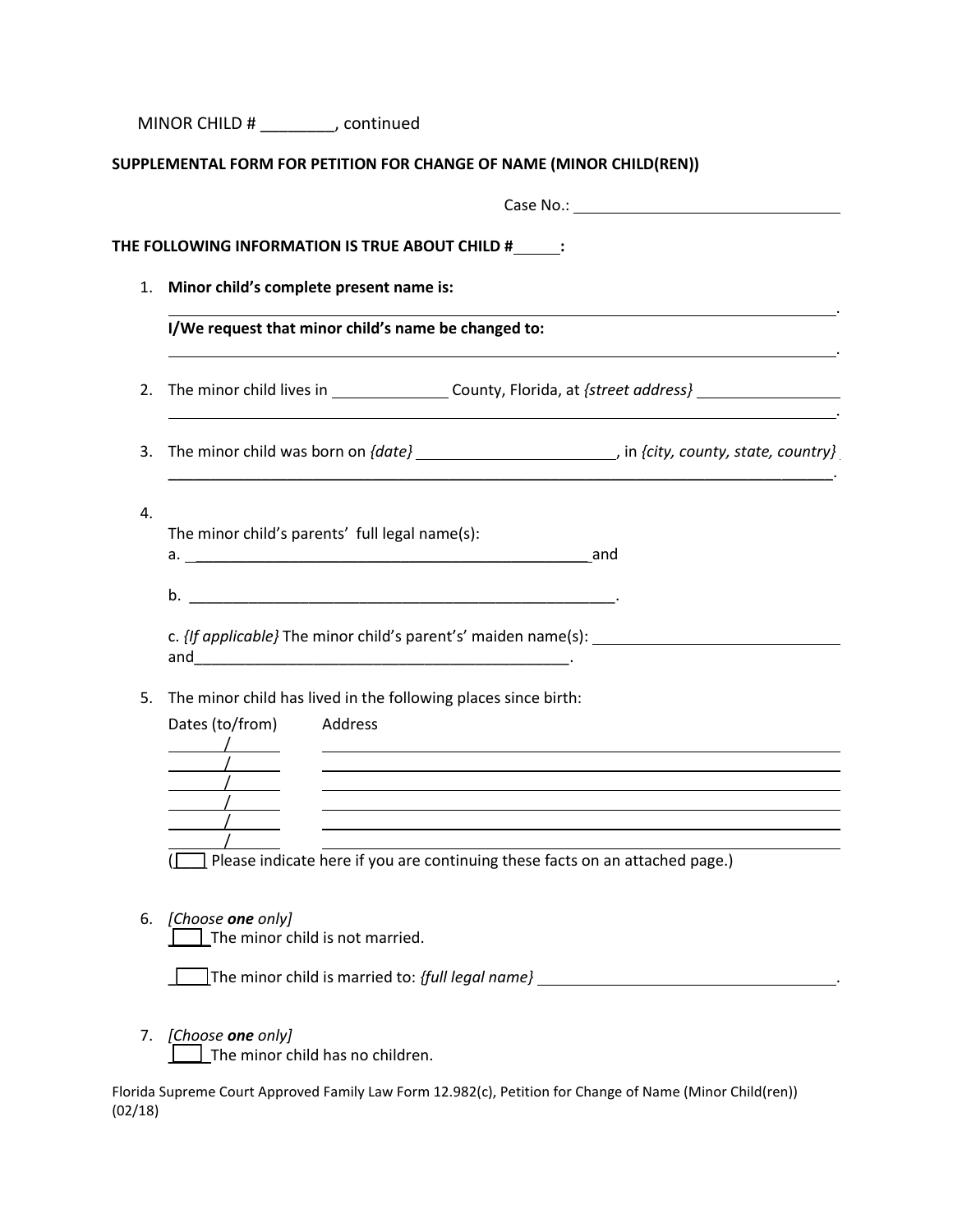MINOR CHILD # ________, continued

**SUPPLEMENTAL FORM FOR PETITION FOR CHANGE OF NAME (MINOR CHILD(REN))**

Case No.: ______________________________

**THE FOLLOWING INFORMATION IS TRUE ABOUT CHILD # _____:**

1. **Minor child's complete present name is:**

   ______________________________________________________________________________.

   **I/We request that minor child's name be changed to:**

   ______________________________________________________________________________.

2. The minor child lives in ______________ County, Florida, at *{street address}* ________________

   ______________________________________________________________________________.

3. The minor child was born on *{date}* ________________________, in *{city, county, state, country}*

   ______________________________________________________________________________.

4. The minor child's parents' full legal name(s):

   a. __________________________________________________and

   b. ____________________________________________________.

   c. *{If applicable}* The minor child's parent's' maiden name(s): ____________________________ and______________________________________________.

5. The minor child has lived in the following places since birth:

| Dates (to/from) | Address |
| --- | --- |
| / | |
| / | |
| / | |
| / | |
| / | |
| / | |

   ( ☐ Please indicate here if you are continuing these facts on an attached page.)

6. *[Choose **one** only]*

   ☐ The minor child is not married.

   ☐ The minor child is married to: *{full legal name}* ________________________________.

7. *[Choose **one** only]*

   ☐ The minor child has no children.

Florida Supreme Court Approved Family Law Form 12.982(c), Petition for Change of Name (Minor Child(ren)) (02/18)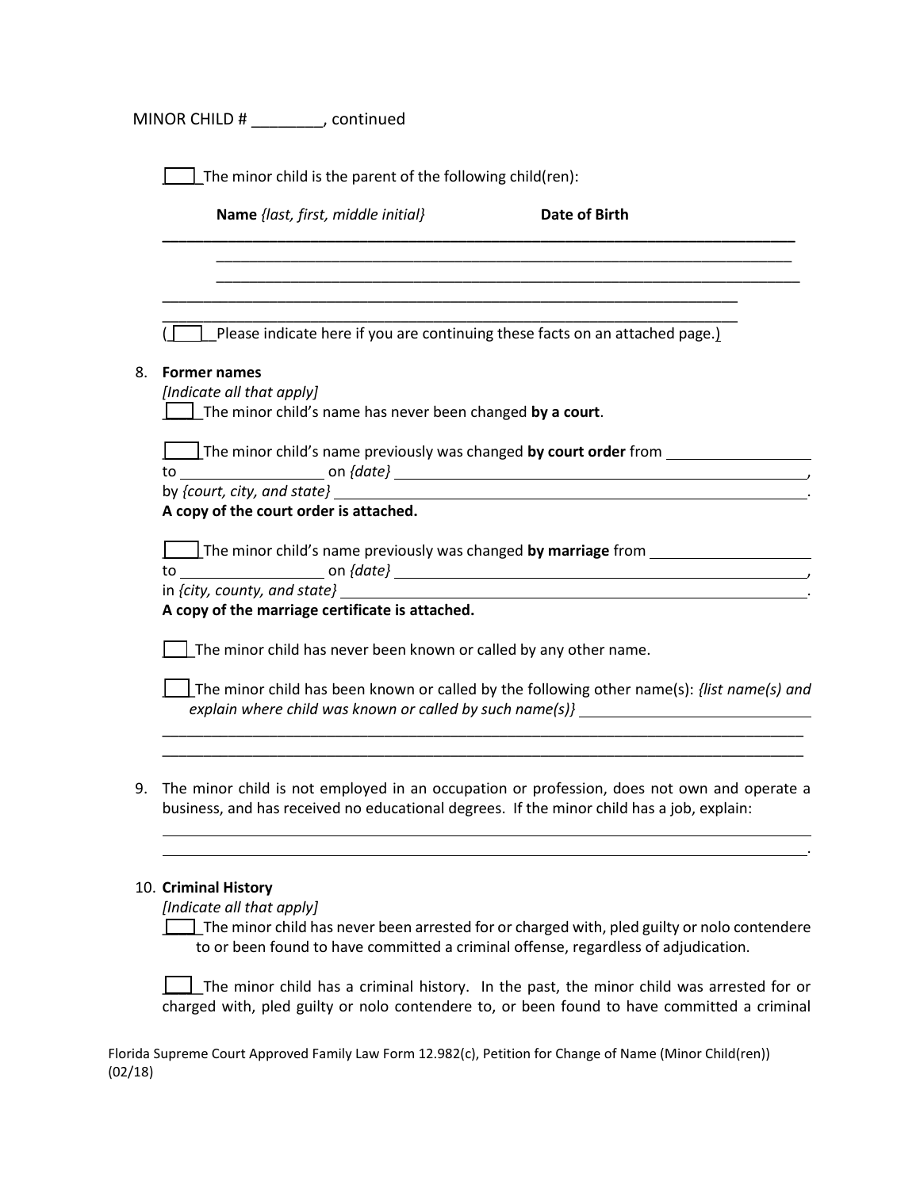MINOR CHILD # ________, continued

____ The minor child is the parent of the following child(ren):

**Name** *{last, first, middle initial}* **Date of Birth**

________________________________________________________________________________

________________________________________________________________________

________________________________________________________________________

________________________________________________________________________

________________________________________________________________________

( ____ Please indicate here if you are continuing these facts on an attached page.)

8. **Former names**

   *[Indicate all that apply]*

   ____ The minor child's name has never been changed **by a court**.

   ____ The minor child's name previously was changed **by court order** from ________________ to ________________ on *{date}* ________________________________, by *{court, city, and state}* ________________________________.
   **A copy of the court order is attached.**

   ____ The minor child's name previously was changed **by marriage** from ________________ to ________________ on *{date}* ________________________________, in *{city, county, and state}* ________________________________.
   **A copy of the marriage certificate is attached.**

   ____ The minor child has never been known or called by any other name.

   ____ The minor child has been known or called by the following other name(s): *{list name(s) and explain where child was known or called by such name(s)}* ________________________________

   ________________________________________________________________________________

   ________________________________________________________________________________

9. The minor child is not employed in an occupation or profession, does not own and operate a business, and has received no educational degrees. If the minor child has a job, explain:

   ________________________________________________________________________________

   ________________________________________________________________________________.

10. **Criminal History**

    *[Indicate all that apply]*

    ____ The minor child has never been arrested for or charged with, pled guilty or nolo contendere to or been found to have committed a criminal offense, regardless of adjudication.

    ____ The minor child has a criminal history. In the past, the minor child was arrested for or charged with, pled guilty or nolo contendere to, or been found to have committed a criminal

Florida Supreme Court Approved Family Law Form 12.982(c), Petition for Change of Name (Minor Child(ren)) (02/18)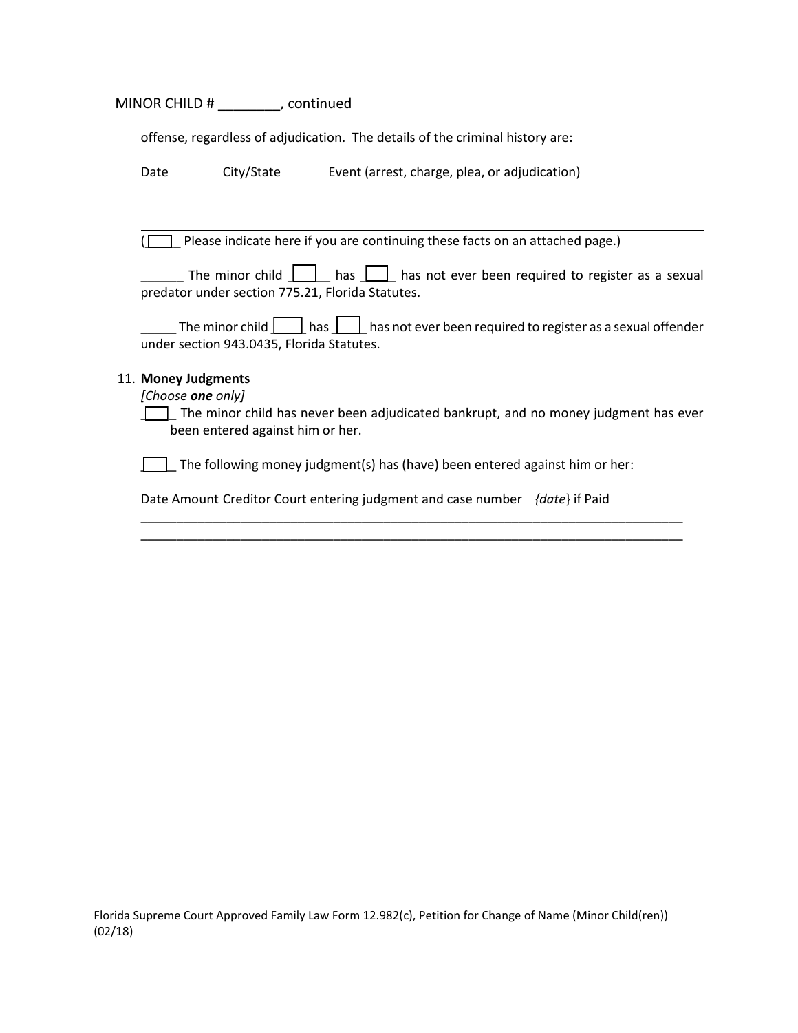MINOR CHILD # ________, continued

offense, regardless of adjudication. The details of the criminal history are:

Date City/State Event (arrest, charge, plea, or adjudication)

______________________________________________________________________________

______________________________________________________________________________

______________________________________________________________________________

(____ Please indicate here if you are continuing these facts on an attached page.)

______ The minor child ____ has ____ has not ever been required to register as a sexual predator under section 775.21, Florida Statutes.

_____ The minor child ____ has ____ has not ever been required to register as a sexual offender under section 943.0435, Florida Statutes.

11. **Money Judgments**

*[Choose **one** only]*

____ The minor child has never been adjudicated bankrupt, and no money judgment has ever been entered against him or her.

____ The following money judgment(s) has (have) been entered against him or her:

Date Amount Creditor Court entering judgment and case number *{date}* if Paid

______________________________________________________________________________

______________________________________________________________________________

Florida Supreme Court Approved Family Law Form 12.982(c), Petition for Change of Name (Minor Child(ren)) (02/18)